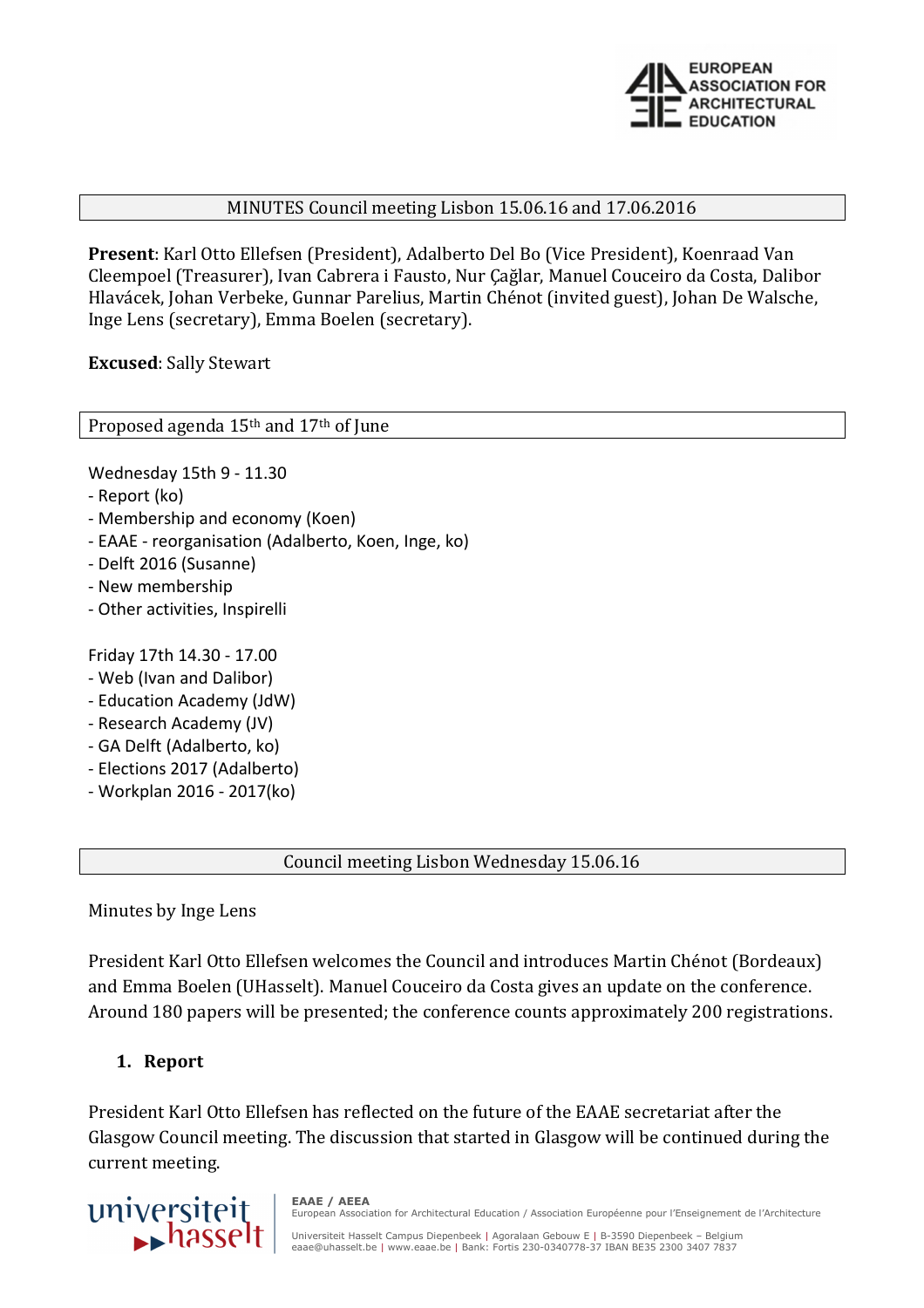MINUTES Council meeting Lisbon 15.06.16 and 17.06.2016

**Present**: Karl Otto Ellefsen (President), Adalberto Del Bo (Vice President), Koenraad Van Cleempoel (Treasurer), Ivan Cabrera i Fausto, Nur Çağlar, Manuel Couceiro da Costa, Dalibor Hlavácek, Johan Verbeke, Gunnar Parelius, Martin Chénot (invited guest), Johan De Walsche, Inge Lens (secretary), Emma Boelen (secretary).

**Excused**: Sally Stewart

Proposed agenda 15th and 17th of June

Wednesday 15th 9 - 11.30
- Report (ko)
- Membership and economy (Koen)
- EAAE - reorganisation (Adalberto, Koen, Inge, ko)
- Delft 2016 (Susanne)
- New membership
- Other activities, Inspirelli

Friday 17th 14.30 - 17.00
- Web (Ivan and Dalibor)
- Education Academy (JdW)
- Research Academy (JV)
- GA Delft (Adalberto, ko)
- Elections 2017 (Adalberto)
- Workplan 2016 - 2017(ko)

Council meeting Lisbon Wednesday 15.06.16

Minutes by Inge Lens

President Karl Otto Ellefsen welcomes the Council and introduces Martin Chénot (Bordeaux) and Emma Boelen (UHasselt). Manuel Couceiro da Costa gives an update on the conference. Around 180 papers will be presented; the conference counts approximately 200 registrations.

1. **Report**

President Karl Otto Ellefsen has reflected on the future of the EAAE secretariat after the Glasgow Council meeting. The discussion that started in Glasgow will be continued during the current meeting.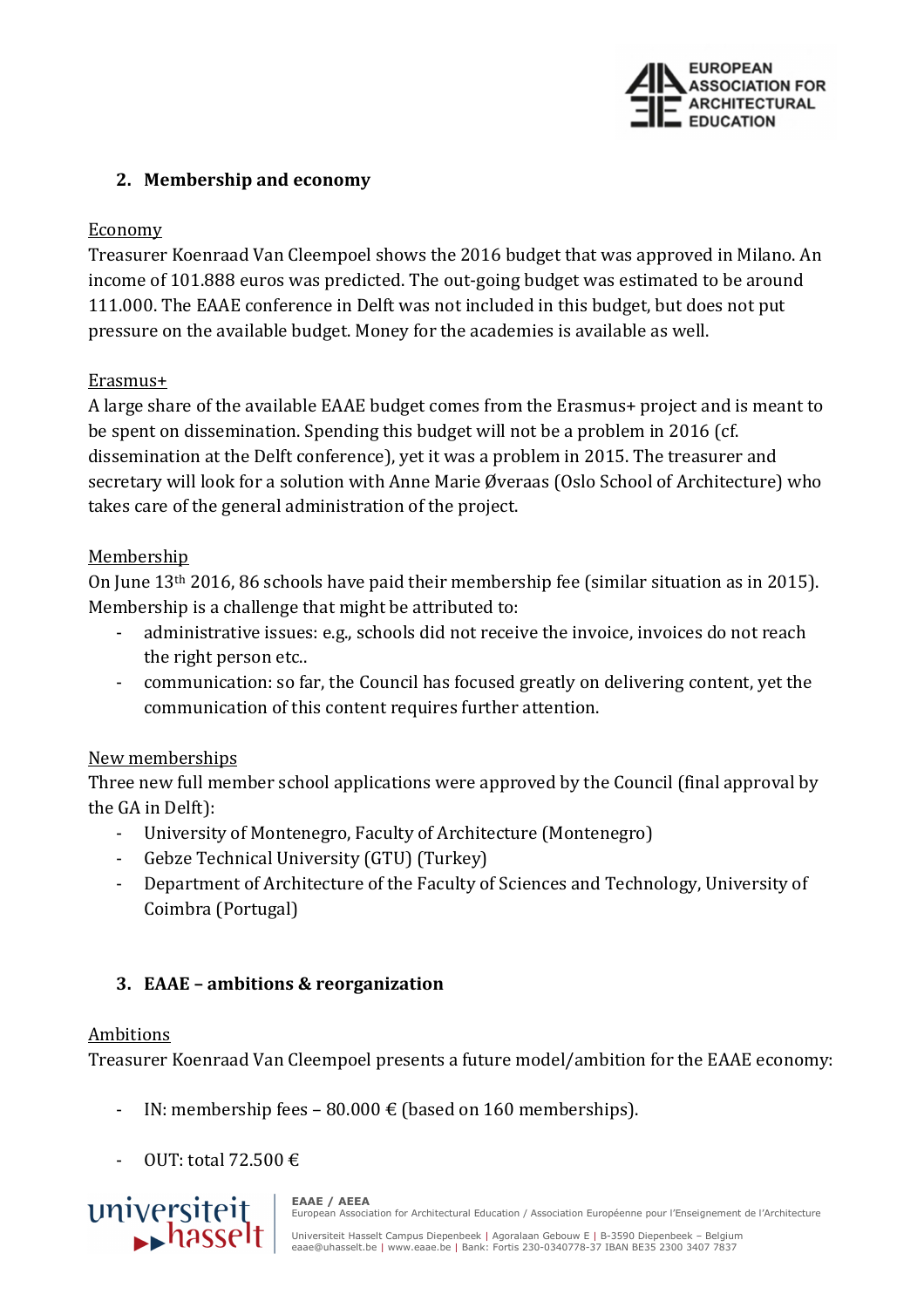## 2. Membership and economy

Economy

Treasurer Koenraad Van Cleempoel shows the 2016 budget that was approved in Milano. An income of 101.888 euros was predicted. The out-going budget was estimated to be around 111.000. The EAAE conference in Delft was not included in this budget, but does not put pressure on the available budget. Money for the academies is available as well.

Erasmus+

A large share of the available EAAE budget comes from the Erasmus+ project and is meant to be spent on dissemination. Spending this budget will not be a problem in 2016 (cf. dissemination at the Delft conference), yet it was a problem in 2015. The treasurer and secretary will look for a solution with Anne Marie Øveraas (Oslo School of Architecture) who takes care of the general administration of the project.

Membership

On June 13th 2016, 86 schools have paid their membership fee (similar situation as in 2015). Membership is a challenge that might be attributed to:

- administrative issues: e.g., schools did not receive the invoice, invoices do not reach the right person etc..
- communication: so far, the Council has focused greatly on delivering content, yet the communication of this content requires further attention.

New memberships

Three new full member school applications were approved by the Council (final approval by the GA in Delft):

- University of Montenegro, Faculty of Architecture (Montenegro)
- Gebze Technical University (GTU) (Turkey)
- Department of Architecture of the Faculty of Sciences and Technology, University of Coimbra (Portugal)

## 3. EAAE – ambitions & reorganization

Ambitions

Treasurer Koenraad Van Cleempoel presents a future model/ambition for the EAAE economy:

- IN: membership fees – 80.000 € (based on 160 memberships).
- OUT: total 72.500 €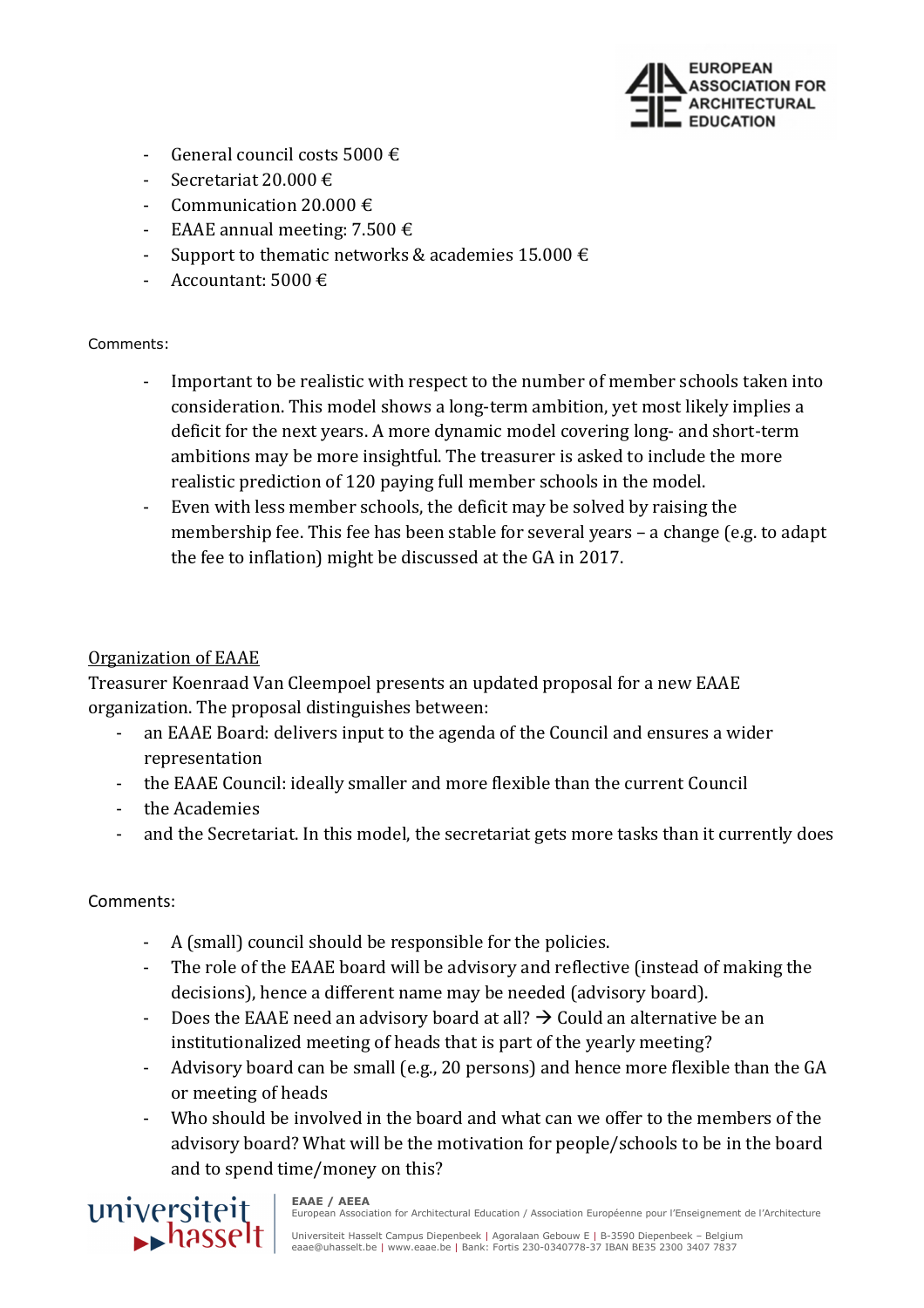- General council costs 5000 €
- Secretariat 20.000 €
- Communication 20.000 €
- EAAE annual meeting: 7.500 €
- Support to thematic networks & academies 15.000 €
- Accountant: 5000 €

Comments:

- Important to be realistic with respect to the number of member schools taken into consideration. This model shows a long-term ambition, yet most likely implies a deficit for the next years. A more dynamic model covering long- and short-term ambitions may be more insightful. The treasurer is asked to include the more realistic prediction of 120 paying full member schools in the model.
- Even with less member schools, the deficit may be solved by raising the membership fee. This fee has been stable for several years – a change (e.g. to adapt the fee to inflation) might be discussed at the GA in 2017.

Organization of EAAE

Treasurer Koenraad Van Cleempoel presents an updated proposal for a new EAAE organization. The proposal distinguishes between:

- an EAAE Board: delivers input to the agenda of the Council and ensures a wider representation
- the EAAE Council: ideally smaller and more flexible than the current Council
- the Academies
- and the Secretariat. In this model, the secretariat gets more tasks than it currently does

Comments:

- A (small) council should be responsible for the policies.
- The role of the EAAE board will be advisory and reflective (instead of making the decisions), hence a different name may be needed (advisory board).
- Does the EAAE need an advisory board at all? → Could an alternative be an institutionalized meeting of heads that is part of the yearly meeting?
- Advisory board can be small (e.g., 20 persons) and hence more flexible than the GA or meeting of heads
- Who should be involved in the board and what can we offer to the members of the advisory board? What will be the motivation for people/schools to be in the board and to spend time/money on this?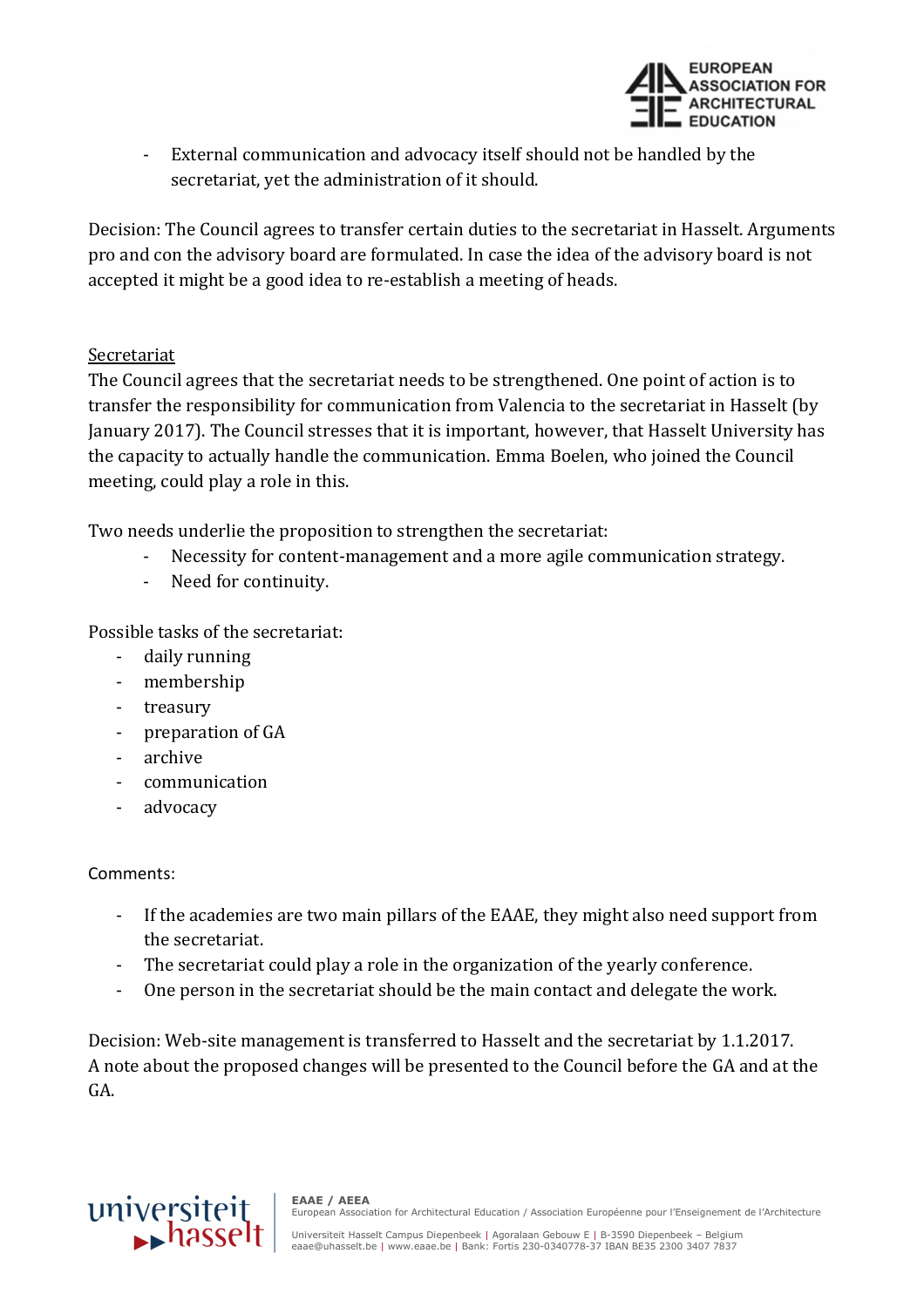- External communication and advocacy itself should not be handled by the secretariat, yet the administration of it should.

Decision: The Council agrees to transfer certain duties to the secretariat in Hasselt. Arguments pro and con the advisory board are formulated. In case the idea of the advisory board is not accepted it might be a good idea to re-establish a meeting of heads.

<u>Secretariat</u>

The Council agrees that the secretariat needs to be strengthened. One point of action is to transfer the responsibility for communication from Valencia to the secretariat in Hasselt (by January 2017). The Council stresses that it is important, however, that Hasselt University has the capacity to actually handle the communication. Emma Boelen, who joined the Council meeting, could play a role in this.

Two needs underlie the proposition to strengthen the secretariat:

- Necessity for content-management and a more agile communication strategy.
- Need for continuity.

Possible tasks of the secretariat:

- daily running
- membership
- treasury
- preparation of GA
- archive
- communication
- advocacy

Comments:

- If the academies are two main pillars of the EAAE, they might also need support from the secretariat.
- The secretariat could play a role in the organization of the yearly conference.
- One person in the secretariat should be the main contact and delegate the work.

Decision: Web-site management is transferred to Hasselt and the secretariat by 1.1.2017. A note about the proposed changes will be presented to the Council before the GA and at the GA.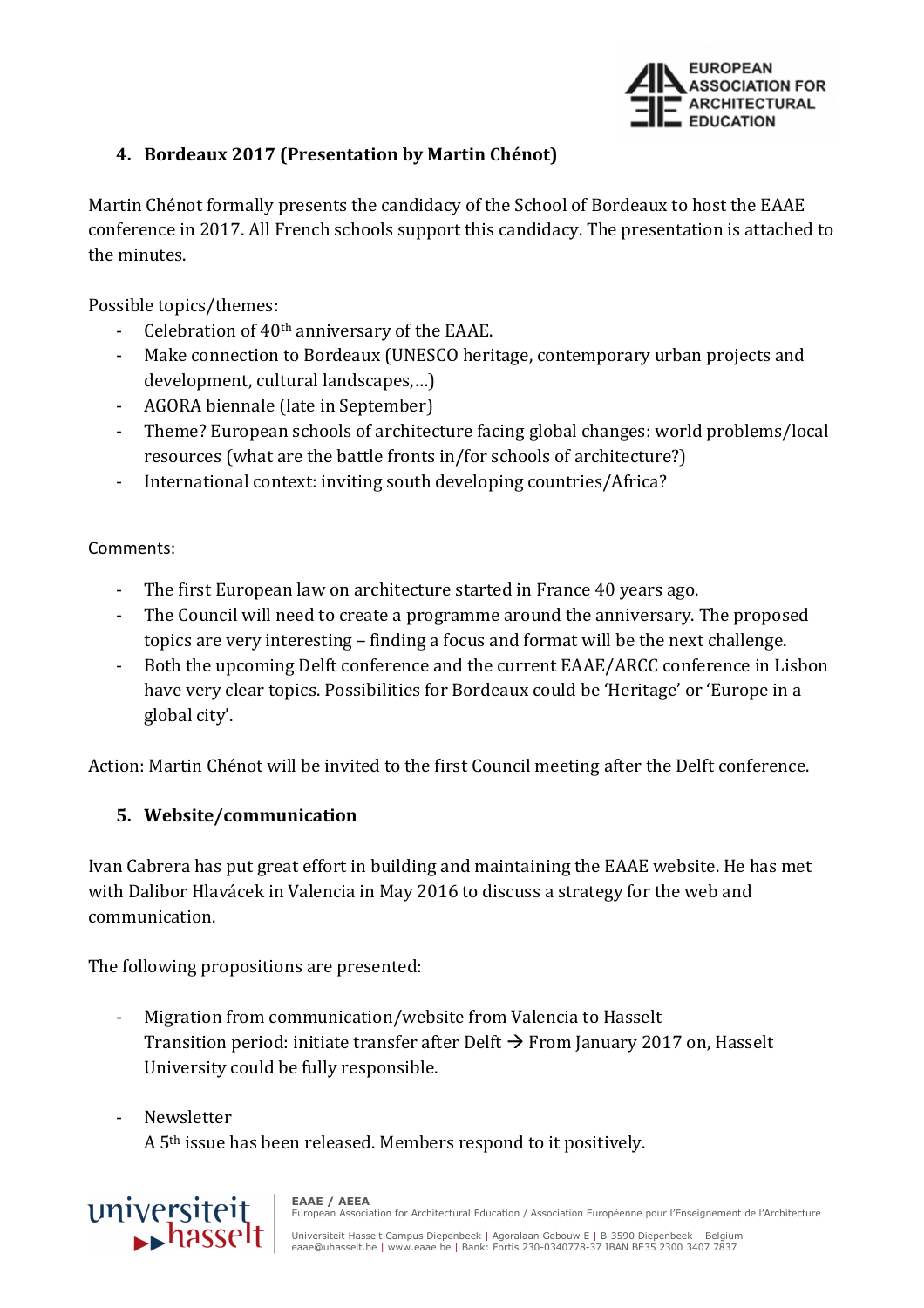## 4. Bordeaux 2017 (Presentation by Martin Chénot)

Martin Chénot formally presents the candidacy of the School of Bordeaux to host the EAAE conference in 2017. All French schools support this candidacy. The presentation is attached to the minutes.

Possible topics/themes:

- Celebration of 40th anniversary of the EAAE.
- Make connection to Bordeaux (UNESCO heritage, contemporary urban projects and development, cultural landscapes,…)
- AGORA biennale (late in September)
- Theme? European schools of architecture facing global changes: world problems/local resources (what are the battle fronts in/for schools of architecture?)
- International context: inviting south developing countries/Africa?

Comments:

- The first European law on architecture started in France 40 years ago.
- The Council will need to create a programme around the anniversary. The proposed topics are very interesting – finding a focus and format will be the next challenge.
- Both the upcoming Delft conference and the current EAAE/ARCC conference in Lisbon have very clear topics. Possibilities for Bordeaux could be 'Heritage' or 'Europe in a global city'.

Action: Martin Chénot will be invited to the first Council meeting after the Delft conference.

## 5. Website/communication

Ivan Cabrera has put great effort in building and maintaining the EAAE website. He has met with Dalibor Hlavácek in Valencia in May 2016 to discuss a strategy for the web and communication.

The following propositions are presented:

- Migration from communication/website from Valencia to Hasselt
  Transition period: initiate transfer after Delft → From January 2017 on, Hasselt University could be fully responsible.

- Newsletter
  A 5th issue has been released. Members respond to it positively.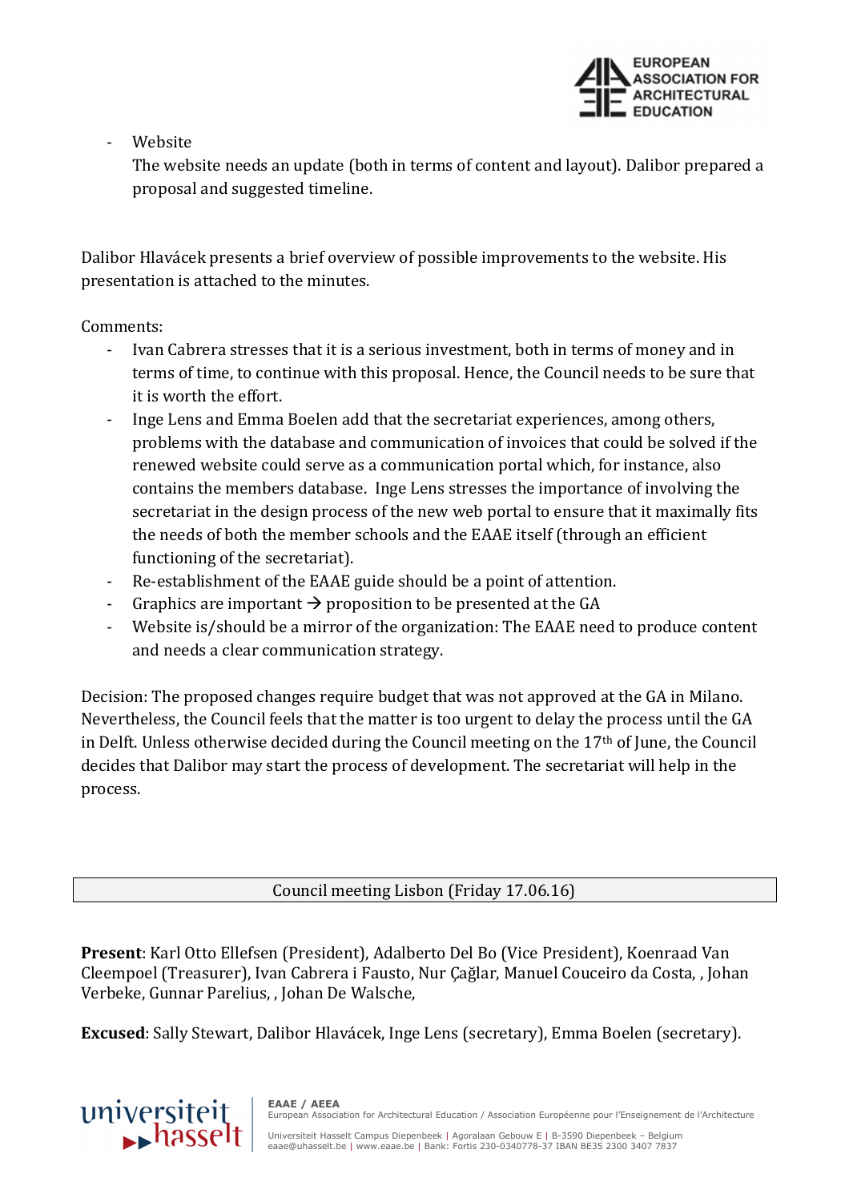- Website

  The website needs an update (both in terms of content and layout). Dalibor prepared a proposal and suggested timeline.

Dalibor Hlavácek presents a brief overview of possible improvements to the website. His presentation is attached to the minutes.

Comments:

- Ivan Cabrera stresses that it is a serious investment, both in terms of money and in terms of time, to continue with this proposal. Hence, the Council needs to be sure that it is worth the effort.
- Inge Lens and Emma Boelen add that the secretariat experiences, among others, problems with the database and communication of invoices that could be solved if the renewed website could serve as a communication portal which, for instance, also contains the members database. Inge Lens stresses the importance of involving the secretariat in the design process of the new web portal to ensure that it maximally fits the needs of both the member schools and the EAAE itself (through an efficient functioning of the secretariat).
- Re-establishment of the EAAE guide should be a point of attention.
- Graphics are important → proposition to be presented at the GA
- Website is/should be a mirror of the organization: The EAAE need to produce content and needs a clear communication strategy.

Decision: The proposed changes require budget that was not approved at the GA in Milano. Nevertheless, the Council feels that the matter is too urgent to delay the process until the GA in Delft. Unless otherwise decided during the Council meeting on the 17th of June, the Council decides that Dalibor may start the process of development. The secretariat will help in the process.

## Council meeting Lisbon (Friday 17.06.16)

**Present**: Karl Otto Ellefsen (President), Adalberto Del Bo (Vice President), Koenraad Van Cleempoel (Treasurer), Ivan Cabrera i Fausto, Nur Çağlar, Manuel Couceiro da Costa, , Johan Verbeke, Gunnar Parelius, , Johan De Walsche,

**Excused**: Sally Stewart, Dalibor Hlavácek, Inge Lens (secretary), Emma Boelen (secretary).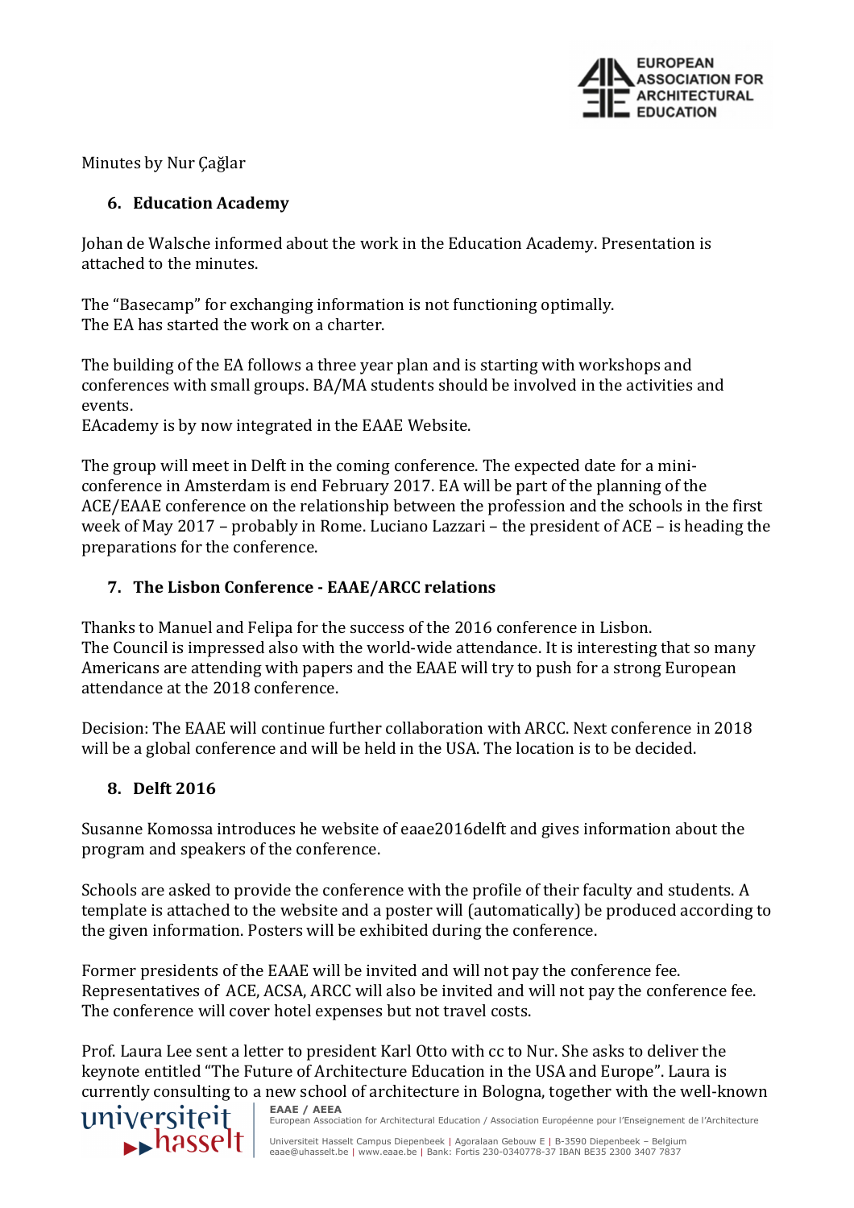Minutes by Nur Çağlar

## 6. Education Academy

Johan de Walsche informed about the work in the Education Academy. Presentation is attached to the minutes.

The "Basecamp" for exchanging information is not functioning optimally.
The EA has started the work on a charter.

The building of the EA follows a three year plan and is starting with workshops and conferences with small groups. BA/MA students should be involved in the activities and events.
EAcademy is by now integrated in the EAAE Website.

The group will meet in Delft in the coming conference. The expected date for a mini-conference in Amsterdam is end February 2017. EA will be part of the planning of the ACE/EAAE conference on the relationship between the profession and the schools in the first week of May 2017 – probably in Rome. Luciano Lazzari – the president of ACE – is heading the preparations for the conference.

## 7. The Lisbon Conference - EAAE/ARCC relations

Thanks to Manuel and Felipa for the success of the 2016 conference in Lisbon.
The Council is impressed also with the world-wide attendance. It is interesting that so many Americans are attending with papers and the EAAE will try to push for a strong European attendance at the 2018 conference.

Decision: The EAAE will continue further collaboration with ARCC. Next conference in 2018 will be a global conference and will be held in the USA. The location is to be decided.

## 8. Delft 2016

Susanne Komossa introduces he website of eaae2016delft and gives information about the program and speakers of the conference.

Schools are asked to provide the conference with the profile of their faculty and students. A template is attached to the website and a poster will (automatically) be produced according to the given information. Posters will be exhibited during the conference.

Former presidents of the EAAE will be invited and will not pay the conference fee. Representatives of ACE, ACSA, ARCC will also be invited and will not pay the conference fee. The conference will cover hotel expenses but not travel costs.

Prof. Laura Lee sent a letter to president Karl Otto with cc to Nur. She asks to deliver the keynote entitled "The Future of Architecture Education in the USA and Europe". Laura is currently consulting to a new school of architecture in Bologna, together with the well-known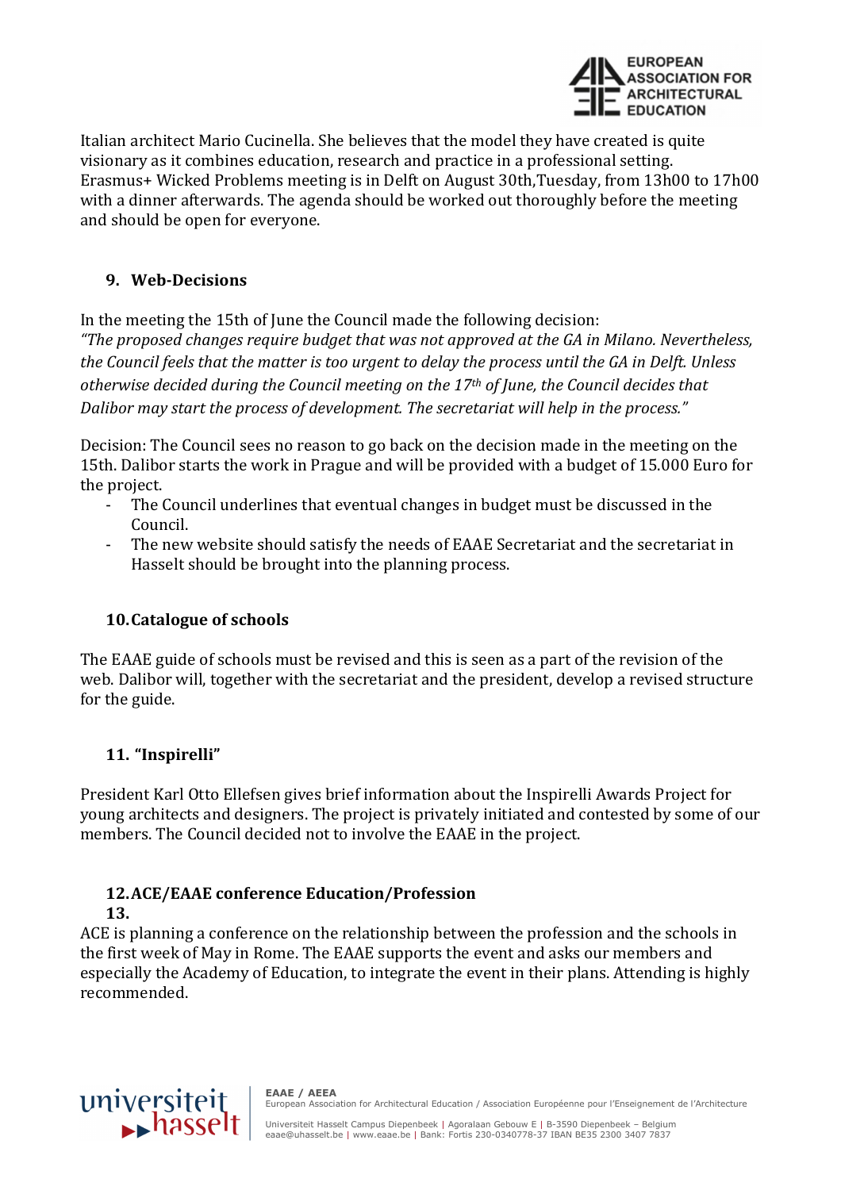Italian architect Mario Cucinella. She believes that the model they have created is quite visionary as it combines education, research and practice in a professional setting. Erasmus+ Wicked Problems meeting is in Delft on August 30th,Tuesday, from 13h00 to 17h00 with a dinner afterwards. The agenda should be worked out thoroughly before the meeting and should be open for everyone.

### 9. Web-Decisions

In the meeting the 15th of June the Council made the following decision:
*"The proposed changes require budget that was not approved at the GA in Milano. Nevertheless, the Council feels that the matter is too urgent to delay the process until the GA in Delft. Unless otherwise decided during the Council meeting on the 17th of June, the Council decides that Dalibor may start the process of development. The secretariat will help in the process."*

Decision: The Council sees no reason to go back on the decision made in the meeting on the 15th. Dalibor starts the work in Prague and will be provided with a budget of 15.000 Euro for the project.

- The Council underlines that eventual changes in budget must be discussed in the Council.
- The new website should satisfy the needs of EAAE Secretariat and the secretariat in Hasselt should be brought into the planning process.

### 10. Catalogue of schools

The EAAE guide of schools must be revised and this is seen as a part of the revision of the web. Dalibor will, together with the secretariat and the president, develop a revised structure for the guide.

### 11. "Inspirelli"

President Karl Otto Ellefsen gives brief information about the Inspirelli Awards Project for young architects and designers. The project is privately initiated and contested by some of our members. The Council decided not to involve the EAAE in the project.

### 12. ACE/EAAE conference Education/Profession

### 13.

ACE is planning a conference on the relationship between the profession and the schools in the first week of May in Rome. The EAAE supports the event and asks our members and especially the Academy of Education, to integrate the event in their plans. Attending is highly recommended.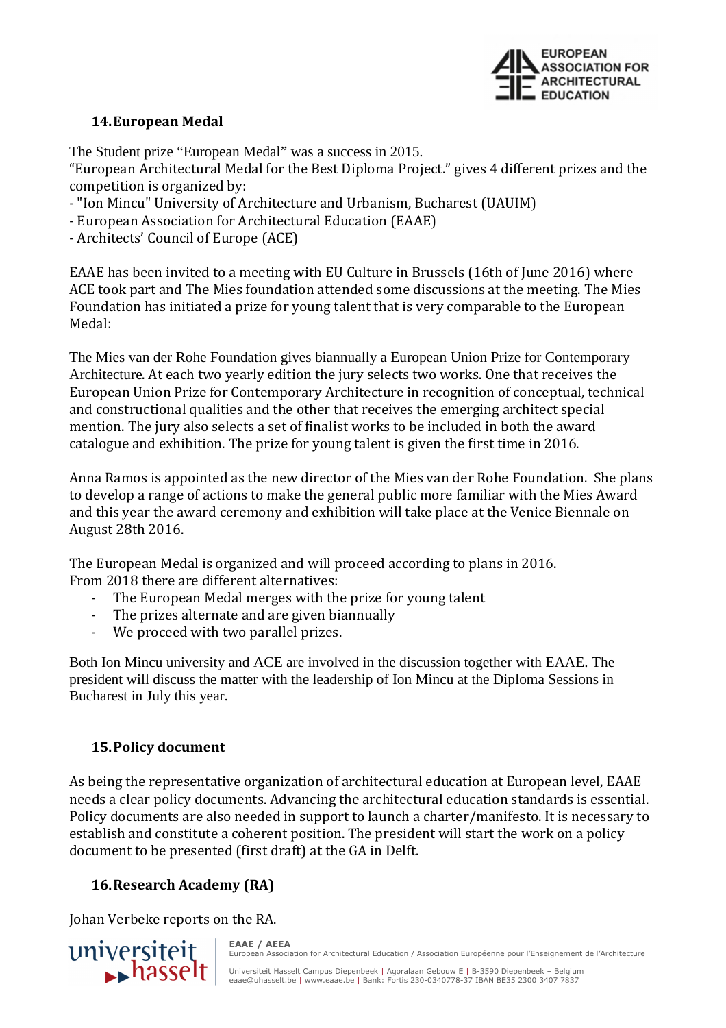## 14. European Medal

The Student prize "European Medal" was a success in 2015.
"European Architectural Medal for the Best Diploma Project." gives 4 different prizes and the competition is organized by:
- "Ion Mincu" University of Architecture and Urbanism, Bucharest (UAUIM)
- European Association for Architectural Education (EAAE)
- Architects' Council of Europe (ACE)

EAAE has been invited to a meeting with EU Culture in Brussels (16th of June 2016) where ACE took part and The Mies foundation attended some discussions at the meeting. The Mies Foundation has initiated a prize for young talent that is very comparable to the European Medal:

The Mies van der Rohe Foundation gives biannually a European Union Prize for Contemporary Architecture. At each two yearly edition the jury selects two works. One that receives the European Union Prize for Contemporary Architecture in recognition of conceptual, technical and constructional qualities and the other that receives the emerging architect special mention. The jury also selects a set of finalist works to be included in both the award catalogue and exhibition. The prize for young talent is given the first time in 2016.

Anna Ramos is appointed as the new director of the Mies van der Rohe Foundation. She plans to develop a range of actions to make the general public more familiar with the Mies Award and this year the award ceremony and exhibition will take place at the Venice Biennale on August 28th 2016.

The European Medal is organized and will proceed according to plans in 2016.
From 2018 there are different alternatives:

- The European Medal merges with the prize for young talent
- The prizes alternate and are given biannually
- We proceed with two parallel prizes.

Both Ion Mincu university and ACE are involved in the discussion together with EAAE. The president will discuss the matter with the leadership of Ion Mincu at the Diploma Sessions in Bucharest in July this year.

## 15. Policy document

As being the representative organization of architectural education at European level, EAAE needs a clear policy documents. Advancing the architectural education standards is essential. Policy documents are also needed in support to launch a charter/manifesto. It is necessary to establish and constitute a coherent position. The president will start the work on a policy document to be presented (first draft) at the GA in Delft.

## 16. Research Academy (RA)

Johan Verbeke reports on the RA.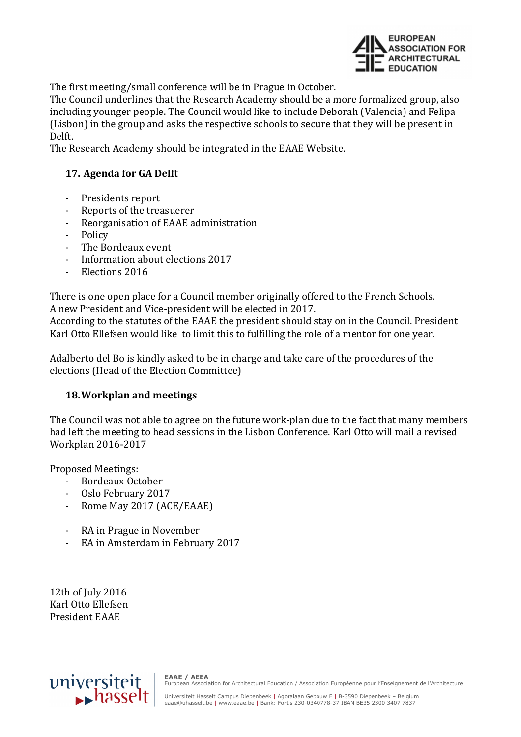The first meeting/small conference will be in Prague in October.
The Council underlines that the Research Academy should be a more formalized group, also including younger people. The Council would like to include Deborah (Valencia) and Felipa (Lisbon) in the group and asks the respective schools to secure that they will be present in Delft.
The Research Academy should be integrated in the EAAE Website.

## 17. Agenda for GA Delft

- Presidents report
- Reports of the treasurer
- Reorganisation of EAAE administration
- Policy
- The Bordeaux event
- Information about elections 2017
- Elections 2016

There is one open place for a Council member originally offered to the French Schools.
A new President and Vice-president will be elected in 2017.
According to the statutes of the EAAE the president should stay on in the Council. President Karl Otto Ellefsen would like to limit this to fulfilling the role of a mentor for one year.

Adalberto del Bo is kindly asked to be in charge and take care of the procedures of the elections (Head of the Election Committee)

## 18. Workplan and meetings

The Council was not able to agree on the future work-plan due to the fact that many members had left the meeting to head sessions in the Lisbon Conference. Karl Otto will mail a revised Workplan 2016-2017

Proposed Meetings:

- Bordeaux October
- Oslo February 2017
- Rome May 2017 (ACE/EAAE)

- RA in Prague in November
- EA in Amsterdam in February 2017

12th of July 2016
Karl Otto Ellefsen
President EAAE